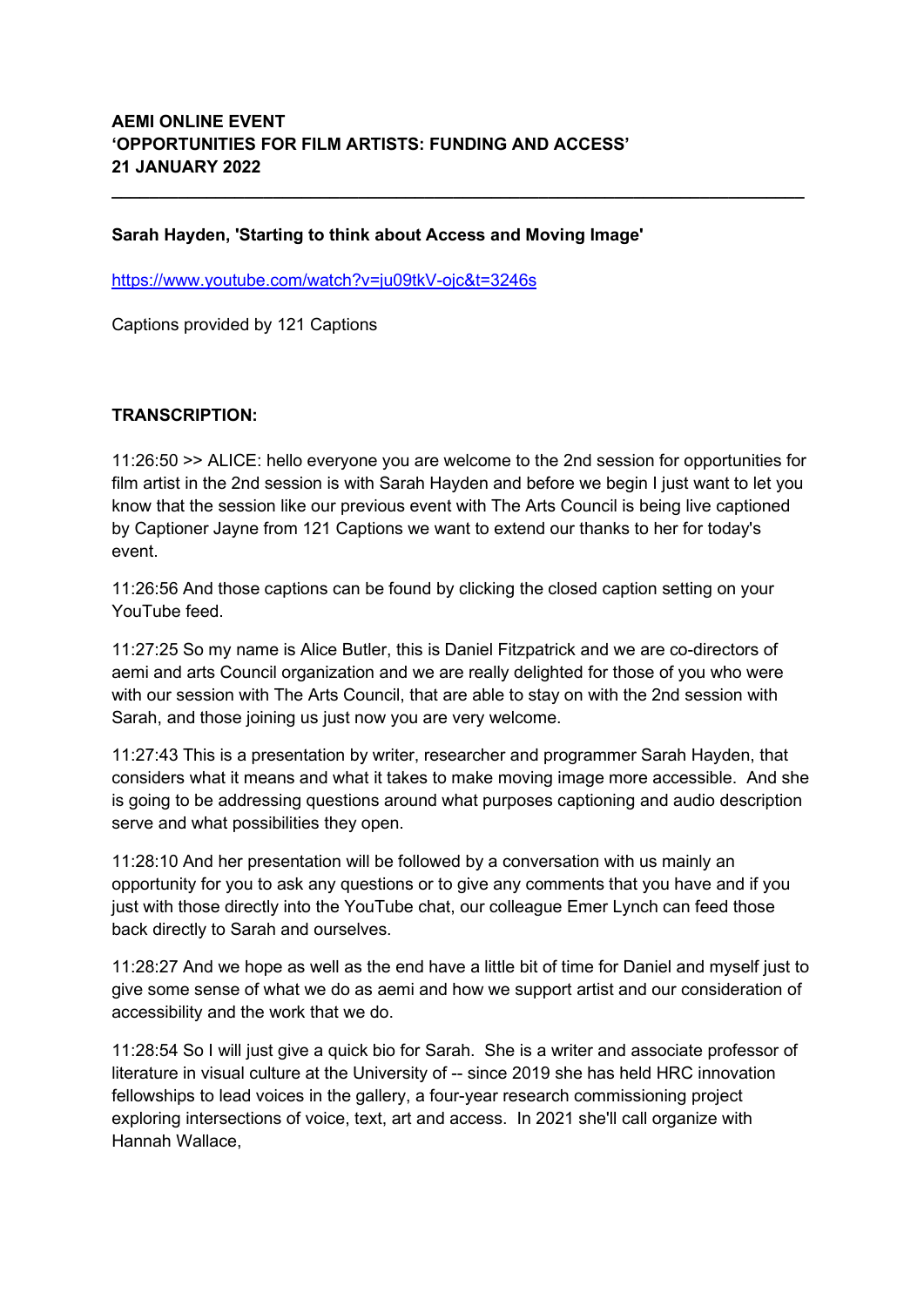**AEMI ONLINE EVENT**
**'OPPORTUNITIES FOR FILM ARTISTS: FUNDING AND ACCESS'**
**21 JANUARY 2022**

---

**Sarah Hayden, 'Starting to think about Access and Moving Image'**

https://www.youtube.com/watch?v=ju09tkV-ojc&t=3246s

Captions provided by 121 Captions

**TRANSCRIPTION:**

11:26:50 >> ALICE: hello everyone you are welcome to the 2nd session for opportunities for film artist in the 2nd session is with Sarah Hayden and before we begin I just want to let you know that the session like our previous event with The Arts Council is being live captioned by Captioner Jayne from 121 Captions we want to extend our thanks to her for today's event.

11:26:56 And those captions can be found by clicking the closed caption setting on your YouTube feed.

11:27:25 So my name is Alice Butler, this is Daniel Fitzpatrick and we are co-directors of aemi and arts Council organization and we are really delighted for those of you who were with our session with The Arts Council, that are able to stay on with the 2nd session with Sarah, and those joining us just now you are very welcome.

11:27:43 This is a presentation by writer, researcher and programmer Sarah Hayden, that considers what it means and what it takes to make moving image more accessible. And she is going to be addressing questions around what purposes captioning and audio description serve and what possibilities they open.

11:28:10 And her presentation will be followed by a conversation with us mainly an opportunity for you to ask any questions or to give any comments that you have and if you just with those directly into the YouTube chat, our colleague Emer Lynch can feed those back directly to Sarah and ourselves.

11:28:27 And we hope as well as the end have a little bit of time for Daniel and myself just to give some sense of what we do as aemi and how we support artist and our consideration of accessibility and the work that we do.

11:28:54 So I will just give a quick bio for Sarah. She is a writer and associate professor of literature in visual culture at the University of -- since 2019 she has held HRC innovation fellowships to lead voices in the gallery, a four-year research commissioning project exploring intersections of voice, text, art and access. In 2021 she'll call organize with Hannah Wallace,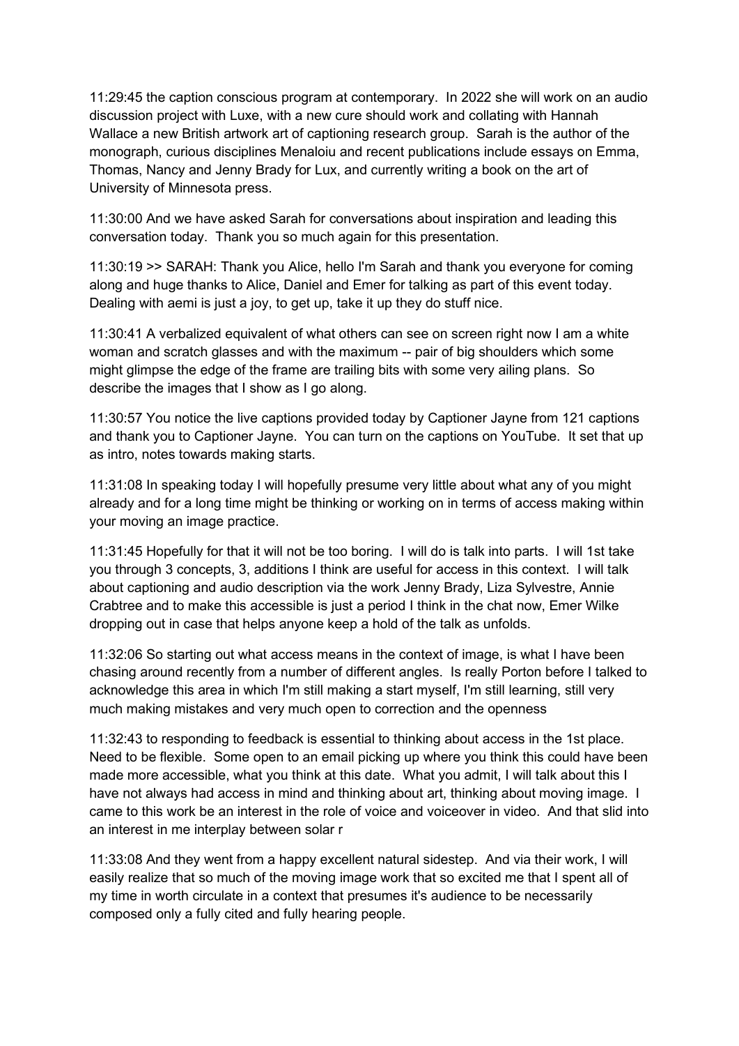11:29:45 the caption conscious program at contemporary. In 2022 she will work on an audio discussion project with Luxe, with a new cure should work and collating with Hannah Wallace a new British artwork art of captioning research group. Sarah is the author of the monograph, curious disciplines Menaloiu and recent publications include essays on Emma, Thomas, Nancy and Jenny Brady for Lux, and currently writing a book on the art of University of Minnesota press.

11:30:00 And we have asked Sarah for conversations about inspiration and leading this conversation today. Thank you so much again for this presentation.

11:30:19 >> SARAH: Thank you Alice, hello I'm Sarah and thank you everyone for coming along and huge thanks to Alice, Daniel and Emer for talking as part of this event today. Dealing with aemi is just a joy, to get up, take it up they do stuff nice.

11:30:41 A verbalized equivalent of what others can see on screen right now I am a white woman and scratch glasses and with the maximum -- pair of big shoulders which some might glimpse the edge of the frame are trailing bits with some very ailing plans. So describe the images that I show as I go along.

11:30:57 You notice the live captions provided today by Captioner Jayne from 121 captions and thank you to Captioner Jayne. You can turn on the captions on YouTube. It set that up as intro, notes towards making starts.

11:31:08 In speaking today I will hopefully presume very little about what any of you might already and for a long time might be thinking or working on in terms of access making within your moving an image practice.

11:31:45 Hopefully for that it will not be too boring. I will do is talk into parts. I will 1st take you through 3 concepts, 3, additions I think are useful for access in this context. I will talk about captioning and audio description via the work Jenny Brady, Liza Sylvestre, Annie Crabtree and to make this accessible is just a period I think in the chat now, Emer Wilke dropping out in case that helps anyone keep a hold of the talk as unfolds.

11:32:06 So starting out what access means in the context of image, is what I have been chasing around recently from a number of different angles. Is really Porton before I talked to acknowledge this area in which I'm still making a start myself, I'm still learning, still very much making mistakes and very much open to correction and the openness

11:32:43 to responding to feedback is essential to thinking about access in the 1st place. Need to be flexible. Some open to an email picking up where you think this could have been made more accessible, what you think at this date. What you admit, I will talk about this I have not always had access in mind and thinking about art, thinking about moving image. I came to this work be an interest in the role of voice and voiceover in video. And that slid into an interest in me interplay between solar r

11:33:08 And they went from a happy excellent natural sidestep. And via their work, I will easily realize that so much of the moving image work that so excited me that I spent all of my time in worth circulate in a context that presumes it's audience to be necessarily composed only a fully cited and fully hearing people.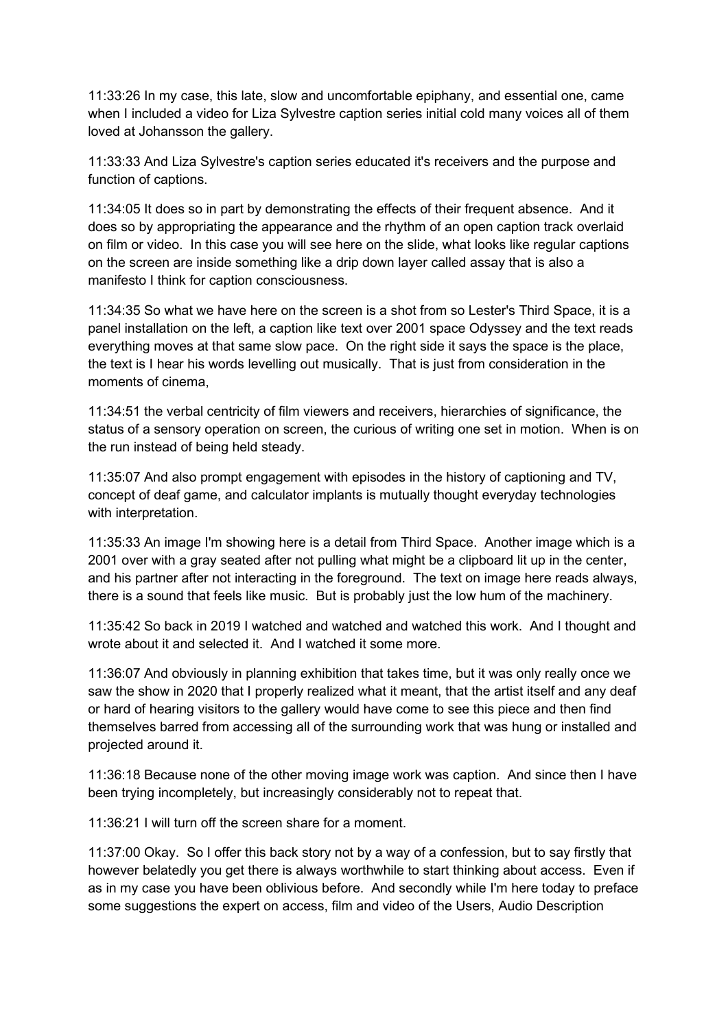11:33:26 In my case, this late, slow and uncomfortable epiphany, and essential one, came when I included a video for Liza Sylvestre caption series initial cold many voices all of them loved at Johansson the gallery.

11:33:33 And Liza Sylvestre's caption series educated it's receivers and the purpose and function of captions.

11:34:05 It does so in part by demonstrating the effects of their frequent absence. And it does so by appropriating the appearance and the rhythm of an open caption track overlaid on film or video. In this case you will see here on the slide, what looks like regular captions on the screen are inside something like a drip down layer called assay that is also a manifesto I think for caption consciousness.

11:34:35 So what we have here on the screen is a shot from so Lester's Third Space, it is a panel installation on the left, a caption like text over 2001 space Odyssey and the text reads everything moves at that same slow pace. On the right side it says the space is the place, the text is I hear his words levelling out musically. That is just from consideration in the moments of cinema,

11:34:51 the verbal centricity of film viewers and receivers, hierarchies of significance, the status of a sensory operation on screen, the curious of writing one set in motion. When is on the run instead of being held steady.

11:35:07 And also prompt engagement with episodes in the history of captioning and TV, concept of deaf game, and calculator implants is mutually thought everyday technologies with interpretation.

11:35:33 An image I'm showing here is a detail from Third Space. Another image which is a 2001 over with a gray seated after not pulling what might be a clipboard lit up in the center, and his partner after not interacting in the foreground. The text on image here reads always, there is a sound that feels like music. But is probably just the low hum of the machinery.

11:35:42 So back in 2019 I watched and watched and watched this work. And I thought and wrote about it and selected it. And I watched it some more.

11:36:07 And obviously in planning exhibition that takes time, but it was only really once we saw the show in 2020 that I properly realized what it meant, that the artist itself and any deaf or hard of hearing visitors to the gallery would have come to see this piece and then find themselves barred from accessing all of the surrounding work that was hung or installed and projected around it.

11:36:18 Because none of the other moving image work was caption. And since then I have been trying incompletely, but increasingly considerably not to repeat that.

11:36:21 I will turn off the screen share for a moment.

11:37:00 Okay. So I offer this back story not by a way of a confession, but to say firstly that however belatedly you get there is always worthwhile to start thinking about access. Even if as in my case you have been oblivious before. And secondly while I'm here today to preface some suggestions the expert on access, film and video of the Users, Audio Description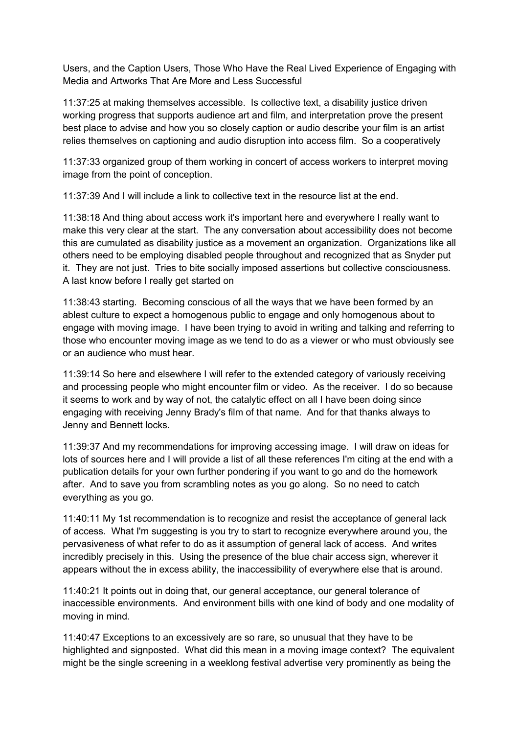Users, and the Caption Users, Those Who Have the Real Lived Experience of Engaging with Media and Artworks That Are More and Less Successful

11:37:25 at making themselves accessible. Is collective text, a disability justice driven working progress that supports audience art and film, and interpretation prove the present best place to advise and how you so closely caption or audio describe your film is an artist relies themselves on captioning and audio disruption into access film. So a cooperatively

11:37:33 organized group of them working in concert of access workers to interpret moving image from the point of conception.

11:37:39 And I will include a link to collective text in the resource list at the end.

11:38:18 And thing about access work it's important here and everywhere I really want to make this very clear at the start. The any conversation about accessibility does not become this are cumulated as disability justice as a movement an organization. Organizations like all others need to be employing disabled people throughout and recognized that as Snyder put it. They are not just. Tries to bite socially imposed assertions but collective consciousness. A last know before I really get started on

11:38:43 starting. Becoming conscious of all the ways that we have been formed by an ablest culture to expect a homogenous public to engage and only homogenous about to engage with moving image. I have been trying to avoid in writing and talking and referring to those who encounter moving image as we tend to do as a viewer or who must obviously see or an audience who must hear.

11:39:14 So here and elsewhere I will refer to the extended category of variously receiving and processing people who might encounter film or video. As the receiver. I do so because it seems to work and by way of not, the catalytic effect on all I have been doing since engaging with receiving Jenny Brady's film of that name. And for that thanks always to Jenny and Bennett locks.

11:39:37 And my recommendations for improving accessing image. I will draw on ideas for lots of sources here and I will provide a list of all these references I'm citing at the end with a publication details for your own further pondering if you want to go and do the homework after. And to save you from scrambling notes as you go along. So no need to catch everything as you go.

11:40:11 My 1st recommendation is to recognize and resist the acceptance of general lack of access. What I'm suggesting is you try to start to recognize everywhere around you, the pervasiveness of what refer to do as it assumption of general lack of access. And writes incredibly precisely in this. Using the presence of the blue chair access sign, wherever it appears without the in excess ability, the inaccessibility of everywhere else that is around.

11:40:21 It points out in doing that, our general acceptance, our general tolerance of inaccessible environments. And environment bills with one kind of body and one modality of moving in mind.

11:40:47 Exceptions to an excessively are so rare, so unusual that they have to be highlighted and signposted. What did this mean in a moving image context? The equivalent might be the single screening in a weeklong festival advertise very prominently as being the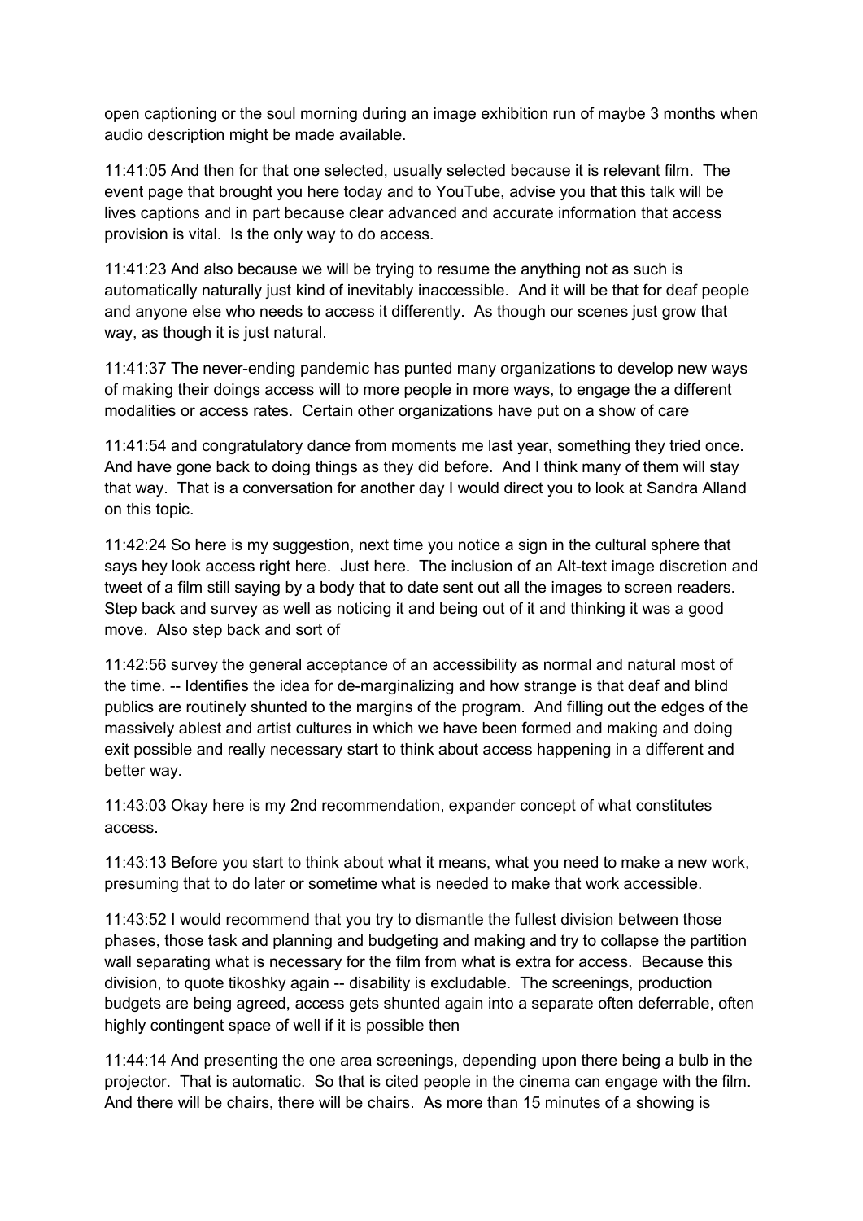open captioning or the soul morning during an image exhibition run of maybe 3 months when audio description might be made available.

11:41:05 And then for that one selected, usually selected because it is relevant film. The event page that brought you here today and to YouTube, advise you that this talk will be lives captions and in part because clear advanced and accurate information that access provision is vital. Is the only way to do access.

11:41:23 And also because we will be trying to resume the anything not as such is automatically naturally just kind of inevitably inaccessible. And it will be that for deaf people and anyone else who needs to access it differently. As though our scenes just grow that way, as though it is just natural.

11:41:37 The never-ending pandemic has punted many organizations to develop new ways of making their doings access will to more people in more ways, to engage the a different modalities or access rates. Certain other organizations have put on a show of care

11:41:54 and congratulatory dance from moments me last year, something they tried once. And have gone back to doing things as they did before. And I think many of them will stay that way. That is a conversation for another day I would direct you to look at Sandra Alland on this topic.

11:42:24 So here is my suggestion, next time you notice a sign in the cultural sphere that says hey look access right here. Just here. The inclusion of an Alt-text image discretion and tweet of a film still saying by a body that to date sent out all the images to screen readers. Step back and survey as well as noticing it and being out of it and thinking it was a good move. Also step back and sort of

11:42:56 survey the general acceptance of an accessibility as normal and natural most of the time. -- Identifies the idea for de-marginalizing and how strange is that deaf and blind publics are routinely shunted to the margins of the program. And filling out the edges of the massively ablest and artist cultures in which we have been formed and making and doing exit possible and really necessary start to think about access happening in a different and better way.

11:43:03 Okay here is my 2nd recommendation, expander concept of what constitutes access.

11:43:13 Before you start to think about what it means, what you need to make a new work, presuming that to do later or sometime what is needed to make that work accessible.

11:43:52 I would recommend that you try to dismantle the fullest division between those phases, those task and planning and budgeting and making and try to collapse the partition wall separating what is necessary for the film from what is extra for access. Because this division, to quote tikoshky again -- disability is excludable. The screenings, production budgets are being agreed, access gets shunted again into a separate often deferrable, often highly contingent space of well if it is possible then

11:44:14 And presenting the one area screenings, depending upon there being a bulb in the projector. That is automatic. So that is cited people in the cinema can engage with the film. And there will be chairs, there will be chairs. As more than 15 minutes of a showing is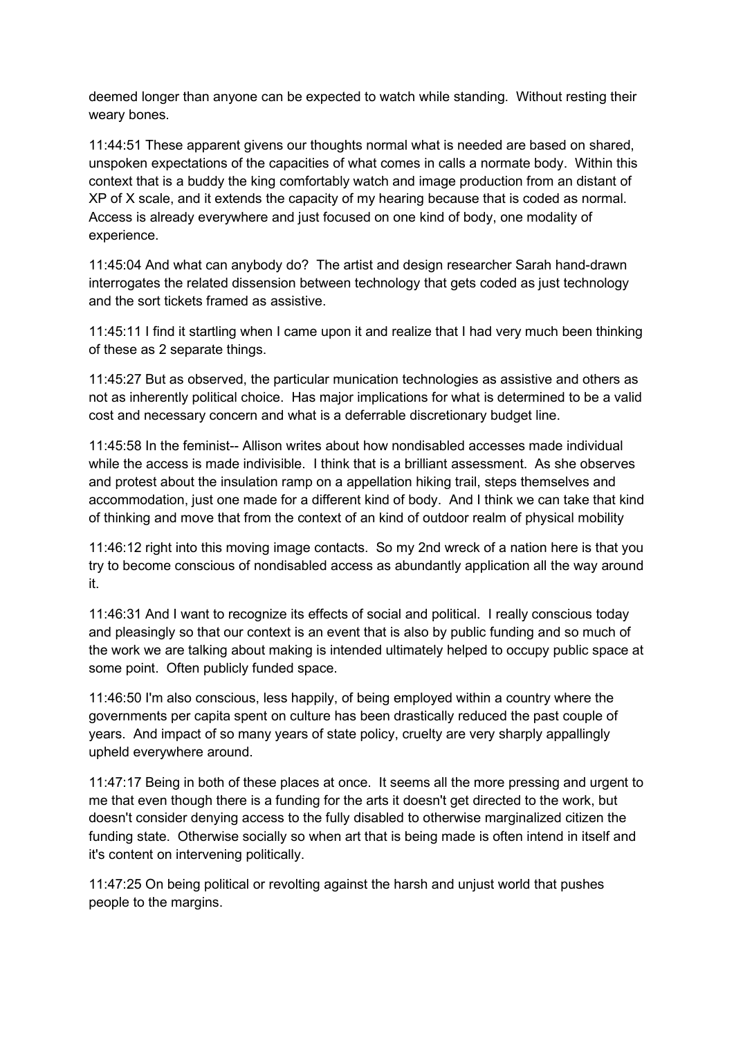deemed longer than anyone can be expected to watch while standing. Without resting their weary bones.

11:44:51 These apparent givens our thoughts normal what is needed are based on shared, unspoken expectations of the capacities of what comes in calls a normate body. Within this context that is a buddy the king comfortably watch and image production from an distant of XP of X scale, and it extends the capacity of my hearing because that is coded as normal. Access is already everywhere and just focused on one kind of body, one modality of experience.

11:45:04 And what can anybody do? The artist and design researcher Sarah hand-drawn interrogates the related dissension between technology that gets coded as just technology and the sort tickets framed as assistive.

11:45:11 I find it startling when I came upon it and realize that I had very much been thinking of these as 2 separate things.

11:45:27 But as observed, the particular munication technologies as assistive and others as not as inherently political choice. Has major implications for what is determined to be a valid cost and necessary concern and what is a deferrable discretionary budget line.

11:45:58 In the feminist-- Allison writes about how nondisabled accesses made individual while the access is made indivisible. I think that is a brilliant assessment. As she observes and protest about the insulation ramp on a appellation hiking trail, steps themselves and accommodation, just one made for a different kind of body. And I think we can take that kind of thinking and move that from the context of an kind of outdoor realm of physical mobility

11:46:12 right into this moving image contacts. So my 2nd wreck of a nation here is that you try to become conscious of nondisabled access as abundantly application all the way around it.

11:46:31 And I want to recognize its effects of social and political. I really conscious today and pleasingly so that our context is an event that is also by public funding and so much of the work we are talking about making is intended ultimately helped to occupy public space at some point. Often publicly funded space.

11:46:50 I'm also conscious, less happily, of being employed within a country where the governments per capita spent on culture has been drastically reduced the past couple of years. And impact of so many years of state policy, cruelty are very sharply appallingly upheld everywhere around.

11:47:17 Being in both of these places at once. It seems all the more pressing and urgent to me that even though there is a funding for the arts it doesn't get directed to the work, but doesn't consider denying access to the fully disabled to otherwise marginalized citizen the funding state. Otherwise socially so when art that is being made is often intend in itself and it's content on intervening politically.

11:47:25 On being political or revolting against the harsh and unjust world that pushes people to the margins.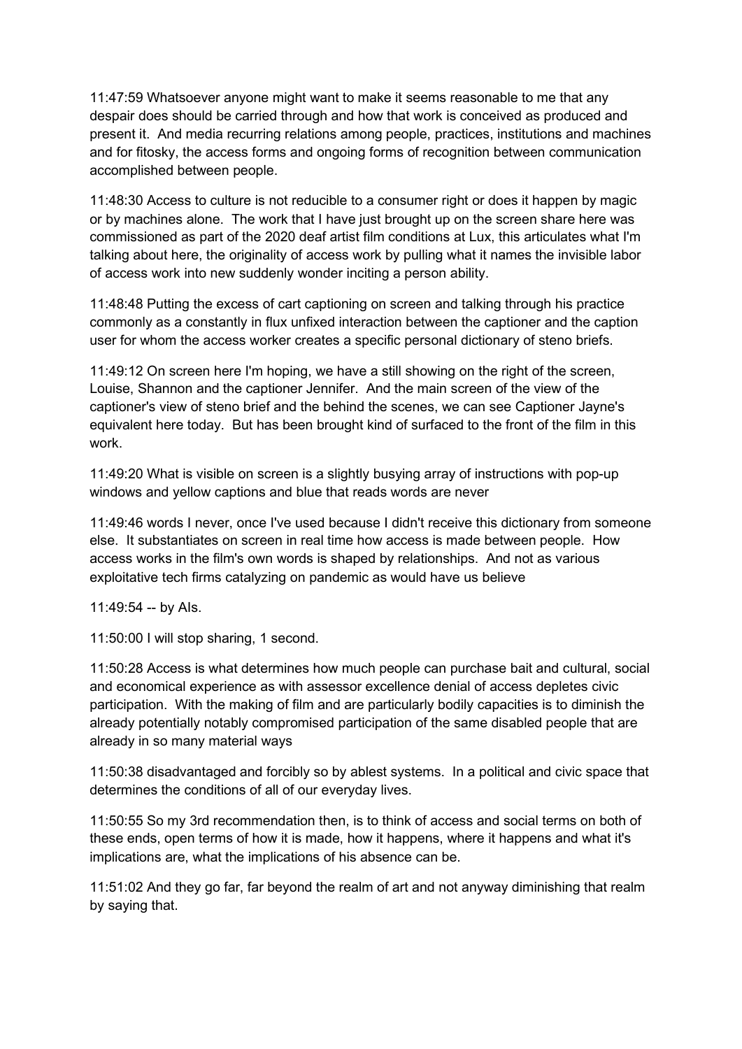11:47:59 Whatsoever anyone might want to make it seems reasonable to me that any despair does should be carried through and how that work is conceived as produced and present it. And media recurring relations among people, practices, institutions and machines and for fitosky, the access forms and ongoing forms of recognition between communication accomplished between people.

11:48:30 Access to culture is not reducible to a consumer right or does it happen by magic or by machines alone. The work that I have just brought up on the screen share here was commissioned as part of the 2020 deaf artist film conditions at Lux, this articulates what I'm talking about here, the originality of access work by pulling what it names the invisible labor of access work into new suddenly wonder inciting a person ability.

11:48:48 Putting the excess of cart captioning on screen and talking through his practice commonly as a constantly in flux unfixed interaction between the captioner and the caption user for whom the access worker creates a specific personal dictionary of steno briefs.

11:49:12 On screen here I'm hoping, we have a still showing on the right of the screen, Louise, Shannon and the captioner Jennifer. And the main screen of the view of the captioner's view of steno brief and the behind the scenes, we can see Captioner Jayne's equivalent here today. But has been brought kind of surfaced to the front of the film in this work.

11:49:20 What is visible on screen is a slightly busying array of instructions with pop-up windows and yellow captions and blue that reads words are never

11:49:46 words I never, once I've used because I didn't receive this dictionary from someone else. It substantiates on screen in real time how access is made between people. How access works in the film's own words is shaped by relationships. And not as various exploitative tech firms catalyzing on pandemic as would have us believe

11:49:54 -- by AIs.

11:50:00 I will stop sharing, 1 second.

11:50:28 Access is what determines how much people can purchase bait and cultural, social and economical experience as with assessor excellence denial of access depletes civic participation. With the making of film and are particularly bodily capacities is to diminish the already potentially notably compromised participation of the same disabled people that are already in so many material ways

11:50:38 disadvantaged and forcibly so by ablest systems. In a political and civic space that determines the conditions of all of our everyday lives.

11:50:55 So my 3rd recommendation then, is to think of access and social terms on both of these ends, open terms of how it is made, how it happens, where it happens and what it's implications are, what the implications of his absence can be.

11:51:02 And they go far, far beyond the realm of art and not anyway diminishing that realm by saying that.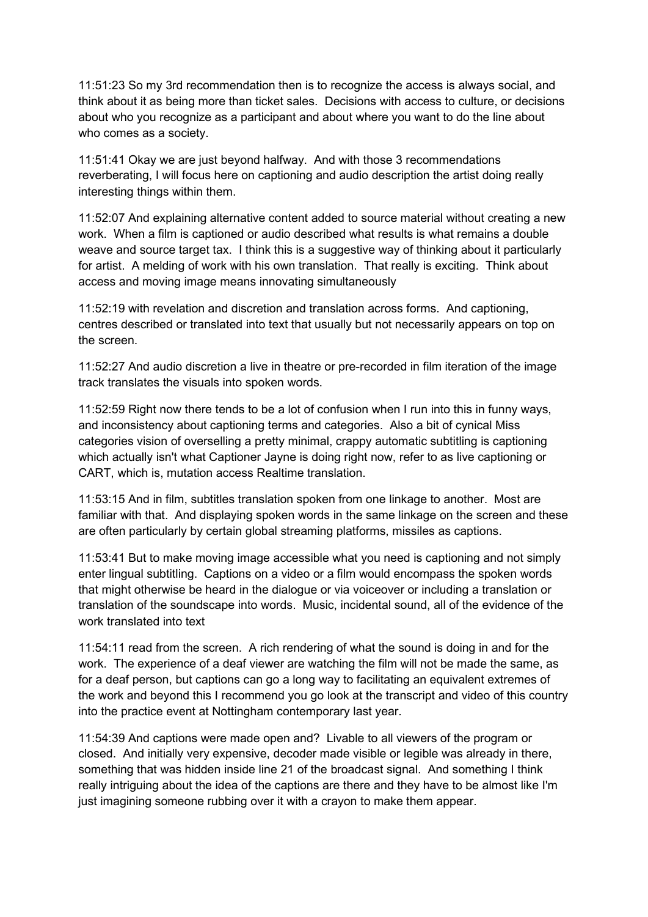11:51:23 So my 3rd recommendation then is to recognize the access is always social, and think about it as being more than ticket sales. Decisions with access to culture, or decisions about who you recognize as a participant and about where you want to do the line about who comes as a society.

11:51:41 Okay we are just beyond halfway. And with those 3 recommendations reverberating, I will focus here on captioning and audio description the artist doing really interesting things within them.

11:52:07 And explaining alternative content added to source material without creating a new work. When a film is captioned or audio described what results is what remains a double weave and source target tax. I think this is a suggestive way of thinking about it particularly for artist. A melding of work with his own translation. That really is exciting. Think about access and moving image means innovating simultaneously

11:52:19 with revelation and discretion and translation across forms. And captioning, centres described or translated into text that usually but not necessarily appears on top on the screen.

11:52:27 And audio discretion a live in theatre or pre-recorded in film iteration of the image track translates the visuals into spoken words.

11:52:59 Right now there tends to be a lot of confusion when I run into this in funny ways, and inconsistency about captioning terms and categories. Also a bit of cynical Miss categories vision of overselling a pretty minimal, crappy automatic subtitling is captioning which actually isn't what Captioner Jayne is doing right now, refer to as live captioning or CART, which is, mutation access Realtime translation.

11:53:15 And in film, subtitles translation spoken from one linkage to another. Most are familiar with that. And displaying spoken words in the same linkage on the screen and these are often particularly by certain global streaming platforms, missiles as captions.

11:53:41 But to make moving image accessible what you need is captioning and not simply enter lingual subtitling. Captions on a video or a film would encompass the spoken words that might otherwise be heard in the dialogue or via voiceover or including a translation or translation of the soundscape into words. Music, incidental sound, all of the evidence of the work translated into text

11:54:11 read from the screen. A rich rendering of what the sound is doing in and for the work. The experience of a deaf viewer are watching the film will not be made the same, as for a deaf person, but captions can go a long way to facilitating an equivalent extremes of the work and beyond this I recommend you go look at the transcript and video of this country into the practice event at Nottingham contemporary last year.

11:54:39 And captions were made open and? Livable to all viewers of the program or closed. And initially very expensive, decoder made visible or legible was already in there, something that was hidden inside line 21 of the broadcast signal. And something I think really intriguing about the idea of the captions are there and they have to be almost like I'm just imagining someone rubbing over it with a crayon to make them appear.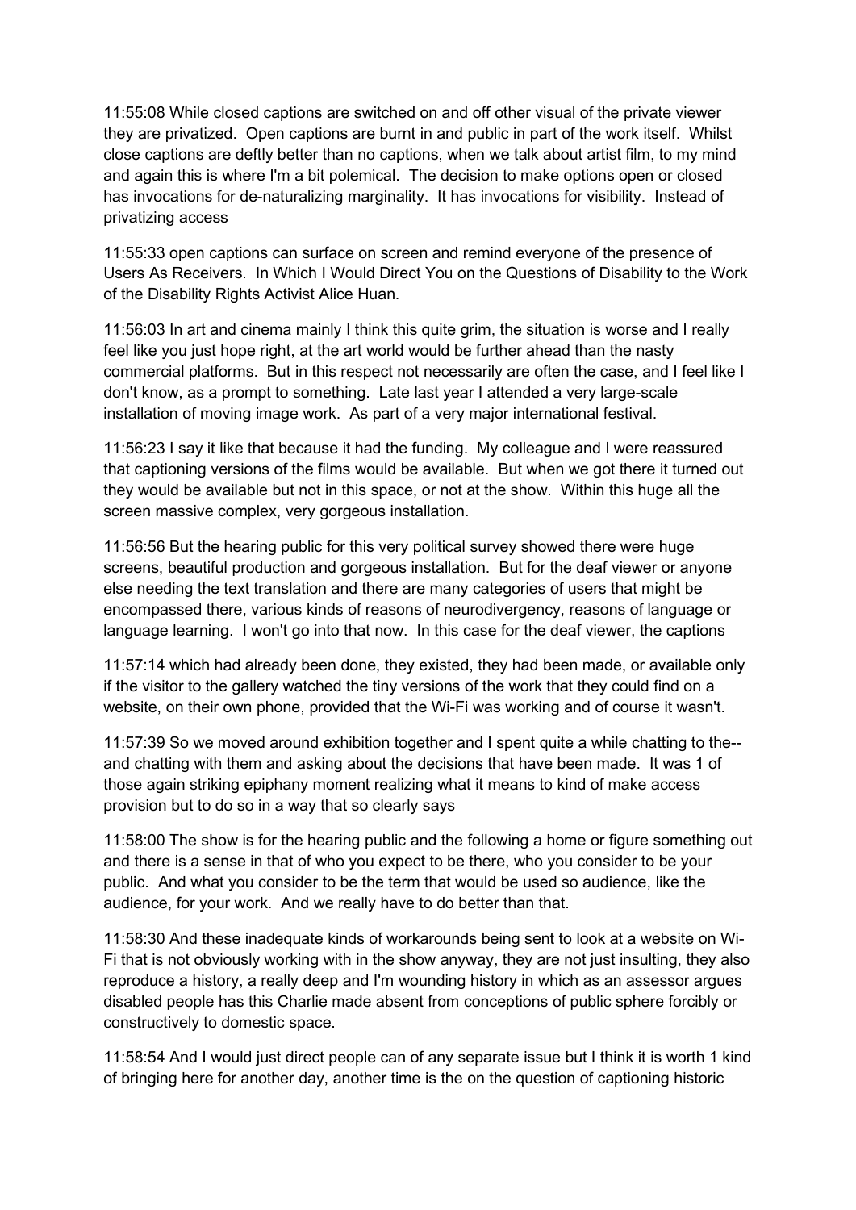11:55:08 While closed captions are switched on and off other visual of the private viewer they are privatized. Open captions are burnt in and public in part of the work itself. Whilst close captions are deftly better than no captions, when we talk about artist film, to my mind and again this is where I'm a bit polemical. The decision to make options open or closed has invocations for de-naturalizing marginality. It has invocations for visibility. Instead of privatizing access

11:55:33 open captions can surface on screen and remind everyone of the presence of Users As Receivers. In Which I Would Direct You on the Questions of Disability to the Work of the Disability Rights Activist Alice Huan.

11:56:03 In art and cinema mainly I think this quite grim, the situation is worse and I really feel like you just hope right, at the art world would be further ahead than the nasty commercial platforms. But in this respect not necessarily are often the case, and I feel like I don't know, as a prompt to something. Late last year I attended a very large-scale installation of moving image work. As part of a very major international festival.

11:56:23 I say it like that because it had the funding. My colleague and I were reassured that captioning versions of the films would be available. But when we got there it turned out they would be available but not in this space, or not at the show. Within this huge all the screen massive complex, very gorgeous installation.

11:56:56 But the hearing public for this very political survey showed there were huge screens, beautiful production and gorgeous installation. But for the deaf viewer or anyone else needing the text translation and there are many categories of users that might be encompassed there, various kinds of reasons of neurodivergency, reasons of language or language learning. I won't go into that now. In this case for the deaf viewer, the captions

11:57:14 which had already been done, they existed, they had been made, or available only if the visitor to the gallery watched the tiny versions of the work that they could find on a website, on their own phone, provided that the Wi-Fi was working and of course it wasn't.

11:57:39 So we moved around exhibition together and I spent quite a while chatting to the-- and chatting with them and asking about the decisions that have been made. It was 1 of those again striking epiphany moment realizing what it means to kind of make access provision but to do so in a way that so clearly says

11:58:00 The show is for the hearing public and the following a home or figure something out and there is a sense in that of who you expect to be there, who you consider to be your public. And what you consider to be the term that would be used so audience, like the audience, for your work. And we really have to do better than that.

11:58:30 And these inadequate kinds of workarounds being sent to look at a website on Wi-Fi that is not obviously working with in the show anyway, they are not just insulting, they also reproduce a history, a really deep and I'm wounding history in which as an assessor argues disabled people has this Charlie made absent from conceptions of public sphere forcibly or constructively to domestic space.

11:58:54 And I would just direct people can of any separate issue but I think it is worth 1 kind of bringing here for another day, another time is the on the question of captioning historic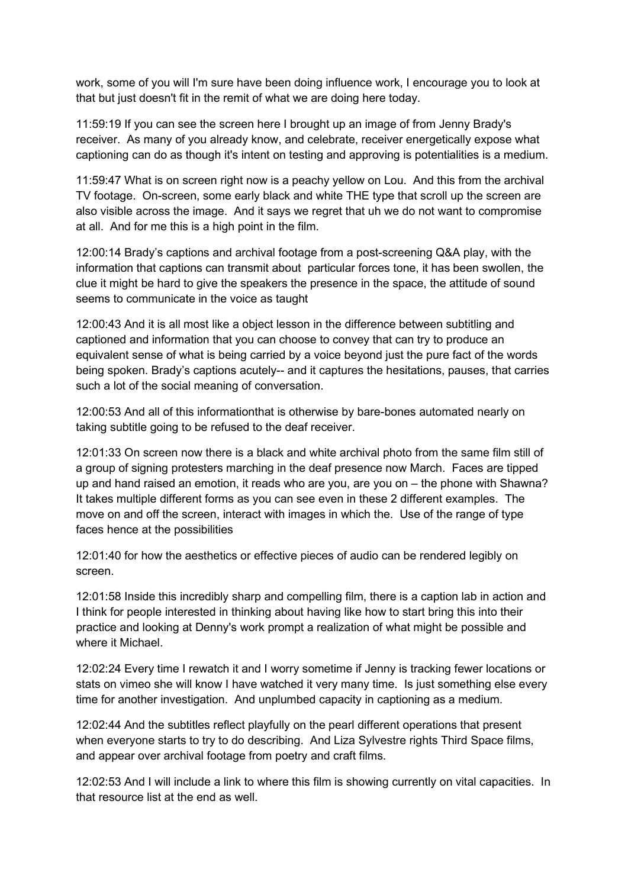work, some of you will I'm sure have been doing influence work, I encourage you to look at that but just doesn't fit in the remit of what we are doing here today.

11:59:19 If you can see the screen here I brought up an image of from Jenny Brady's receiver. As many of you already know, and celebrate, receiver energetically expose what captioning can do as though it's intent on testing and approving is potentialities is a medium.

11:59:47 What is on screen right now is a peachy yellow on Lou. And this from the archival TV footage. On-screen, some early black and white THE type that scroll up the screen are also visible across the image. And it says we regret that uh we do not want to compromise at all. And for me this is a high point in the film.

12:00:14 Brady's captions and archival footage from a post-screening Q&A play, with the information that captions can transmit about particular forces tone, it has been swollen, the clue it might be hard to give the speakers the presence in the space, the attitude of sound seems to communicate in the voice as taught

12:00:43 And it is all most like a object lesson in the difference between subtitling and captioned and information that you can choose to convey that can try to produce an equivalent sense of what is being carried by a voice beyond just the pure fact of the words being spoken. Brady's captions acutely-- and it captures the hesitations, pauses, that carries such a lot of the social meaning of conversation.

12:00:53 And all of this informationthat is otherwise by bare-bones automated nearly on taking subtitle going to be refused to the deaf receiver.

12:01:33 On screen now there is a black and white archival photo from the same film still of a group of signing protesters marching in the deaf presence now March. Faces are tipped up and hand raised an emotion, it reads who are you, are you on – the phone with Shawna? It takes multiple different forms as you can see even in these 2 different examples. The move on and off the screen, interact with images in which the. Use of the range of type faces hence at the possibilities

12:01:40 for how the aesthetics or effective pieces of audio can be rendered legibly on screen.

12:01:58 Inside this incredibly sharp and compelling film, there is a caption lab in action and I think for people interested in thinking about having like how to start bring this into their practice and looking at Denny's work prompt a realization of what might be possible and where it Michael.

12:02:24 Every time I rewatch it and I worry sometime if Jenny is tracking fewer locations or stats on vimeo she will know I have watched it very many time. Is just something else every time for another investigation. And unplumbed capacity in captioning as a medium.

12:02:44 And the subtitles reflect playfully on the pearl different operations that present when everyone starts to try to do describing. And Liza Sylvestre rights Third Space films, and appear over archival footage from poetry and craft films.

12:02:53 And I will include a link to where this film is showing currently on vital capacities. In that resource list at the end as well.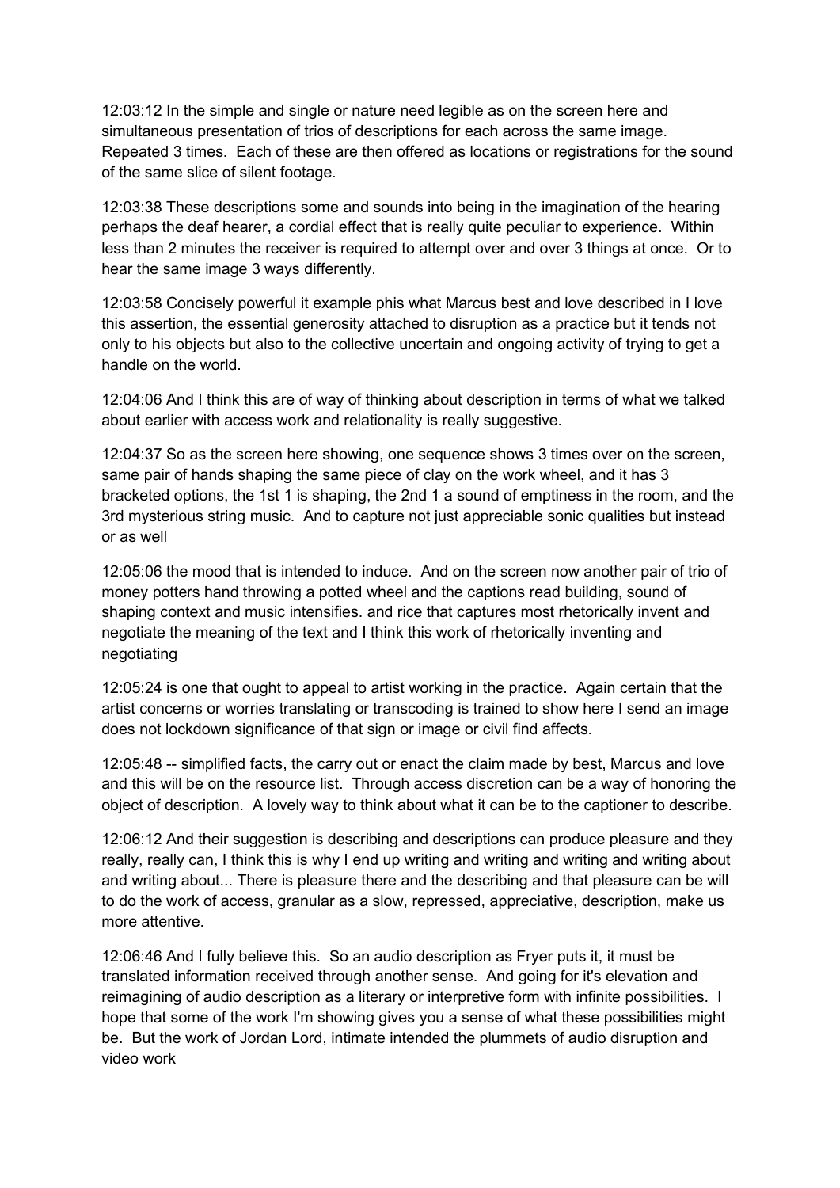12:03:12 In the simple and single or nature need legible as on the screen here and simultaneous presentation of trios of descriptions for each across the same image. Repeated 3 times. Each of these are then offered as locations or registrations for the sound of the same slice of silent footage.

12:03:38 These descriptions some and sounds into being in the imagination of the hearing perhaps the deaf hearer, a cordial effect that is really quite peculiar to experience. Within less than 2 minutes the receiver is required to attempt over and over 3 things at once. Or to hear the same image 3 ways differently.

12:03:58 Concisely powerful it example phis what Marcus best and love described in I love this assertion, the essential generosity attached to disruption as a practice but it tends not only to his objects but also to the collective uncertain and ongoing activity of trying to get a handle on the world.

12:04:06 And I think this are of way of thinking about description in terms of what we talked about earlier with access work and relationality is really suggestive.

12:04:37 So as the screen here showing, one sequence shows 3 times over on the screen, same pair of hands shaping the same piece of clay on the work wheel, and it has 3 bracketed options, the 1st 1 is shaping, the 2nd 1 a sound of emptiness in the room, and the 3rd mysterious string music. And to capture not just appreciable sonic qualities but instead or as well

12:05:06 the mood that is intended to induce. And on the screen now another pair of trio of money potters hand throwing a potted wheel and the captions read building, sound of shaping context and music intensifies. and rice that captures most rhetorically invent and negotiate the meaning of the text and I think this work of rhetorically inventing and negotiating

12:05:24 is one that ought to appeal to artist working in the practice. Again certain that the artist concerns or worries translating or transcoding is trained to show here I send an image does not lockdown significance of that sign or image or civil find affects.

12:05:48 -- simplified facts, the carry out or enact the claim made by best, Marcus and love and this will be on the resource list. Through access discretion can be a way of honoring the object of description. A lovely way to think about what it can be to the captioner to describe.

12:06:12 And their suggestion is describing and descriptions can produce pleasure and they really, really can, I think this is why I end up writing and writing and writing and writing about and writing about... There is pleasure there and the describing and that pleasure can be will to do the work of access, granular as a slow, repressed, appreciative, description, make us more attentive.

12:06:46 And I fully believe this. So an audio description as Fryer puts it, it must be translated information received through another sense. And going for it's elevation and reimagining of audio description as a literary or interpretive form with infinite possibilities. I hope that some of the work I'm showing gives you a sense of what these possibilities might be. But the work of Jordan Lord, intimate intended the plummets of audio disruption and video work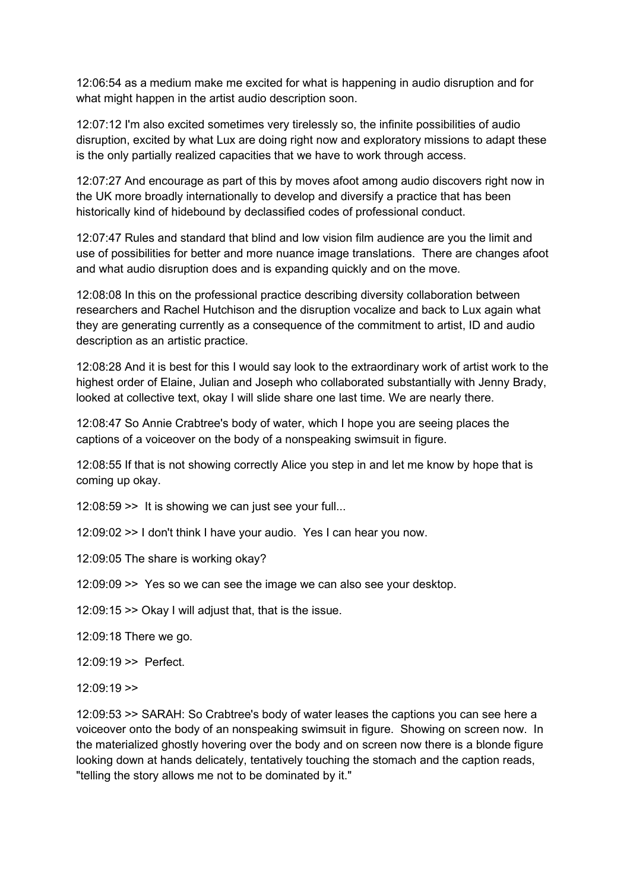12:06:54 as a medium make me excited for what is happening in audio disruption and for what might happen in the artist audio description soon.

12:07:12 I'm also excited sometimes very tirelessly so, the infinite possibilities of audio disruption, excited by what Lux are doing right now and exploratory missions to adapt these is the only partially realized capacities that we have to work through access.

12:07:27 And encourage as part of this by moves afoot among audio discovers right now in the UK more broadly internationally to develop and diversify a practice that has been historically kind of hidebound by declassified codes of professional conduct.

12:07:47 Rules and standard that blind and low vision film audience are you the limit and use of possibilities for better and more nuance image translations. There are changes afoot and what audio disruption does and is expanding quickly and on the move.

12:08:08 In this on the professional practice describing diversity collaboration between researchers and Rachel Hutchison and the disruption vocalize and back to Lux again what they are generating currently as a consequence of the commitment to artist, ID and audio description as an artistic practice.

12:08:28 And it is best for this I would say look to the extraordinary work of artist work to the highest order of Elaine, Julian and Joseph who collaborated substantially with Jenny Brady, looked at collective text, okay I will slide share one last time. We are nearly there.

12:08:47 So Annie Crabtree's body of water, which I hope you are seeing places the captions of a voiceover on the body of a nonspeaking swimsuit in figure.

12:08:55 If that is not showing correctly Alice you step in and let me know by hope that is coming up okay.

12:08:59 >> It is showing we can just see your full...

12:09:02 >> I don't think I have your audio. Yes I can hear you now.

12:09:05 The share is working okay?

12:09:09 >> Yes so we can see the image we can also see your desktop.

12:09:15 >> Okay I will adjust that, that is the issue.

12:09:18 There we go.

12:09:19 >> Perfect.

12:09:19 >>

12:09:53 >> SARAH: So Crabtree's body of water leases the captions you can see here a voiceover onto the body of an nonspeaking swimsuit in figure. Showing on screen now. In the materialized ghostly hovering over the body and on screen now there is a blonde figure looking down at hands delicately, tentatively touching the stomach and the caption reads, "telling the story allows me not to be dominated by it."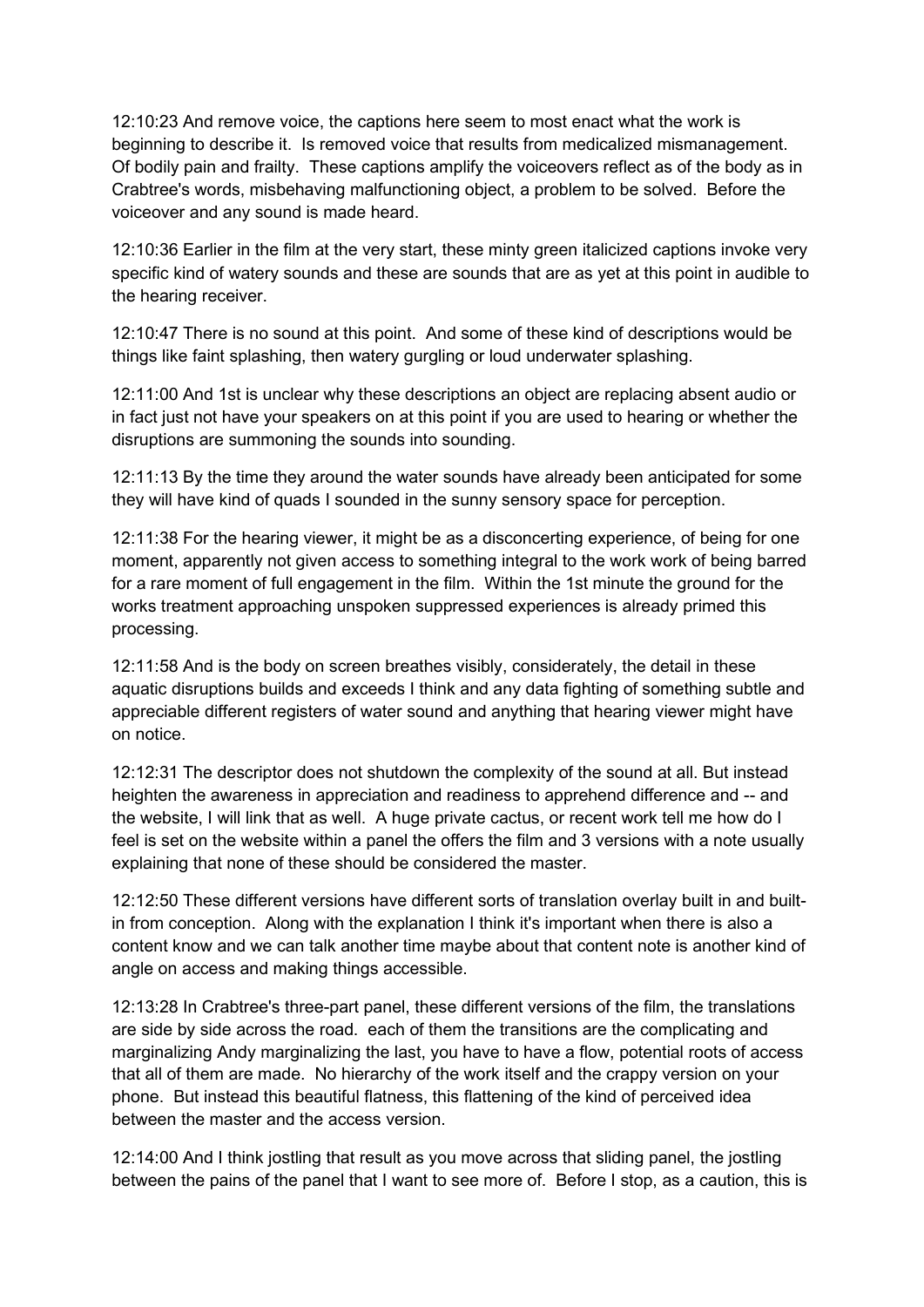12:10:23 And remove voice, the captions here seem to most enact what the work is beginning to describe it. Is removed voice that results from medicalized mismanagement. Of bodily pain and frailty. These captions amplify the voiceovers reflect as of the body as in Crabtree's words, misbehaving malfunctioning object, a problem to be solved. Before the voiceover and any sound is made heard.

12:10:36 Earlier in the film at the very start, these minty green italicized captions invoke very specific kind of watery sounds and these are sounds that are as yet at this point in audible to the hearing receiver.

12:10:47 There is no sound at this point. And some of these kind of descriptions would be things like faint splashing, then watery gurgling or loud underwater splashing.

12:11:00 And 1st is unclear why these descriptions an object are replacing absent audio or in fact just not have your speakers on at this point if you are used to hearing or whether the disruptions are summoning the sounds into sounding.

12:11:13 By the time they around the water sounds have already been anticipated for some they will have kind of quads I sounded in the sunny sensory space for perception.

12:11:38 For the hearing viewer, it might be as a disconcerting experience, of being for one moment, apparently not given access to something integral to the work work of being barred for a rare moment of full engagement in the film. Within the 1st minute the ground for the works treatment approaching unspoken suppressed experiences is already primed this processing.

12:11:58 And is the body on screen breathes visibly, considerately, the detail in these aquatic disruptions builds and exceeds I think and any data fighting of something subtle and appreciable different registers of water sound and anything that hearing viewer might have on notice.

12:12:31 The descriptor does not shutdown the complexity of the sound at all. But instead heighten the awareness in appreciation and readiness to apprehend difference and -- and the website, I will link that as well. A huge private cactus, or recent work tell me how do I feel is set on the website within a panel the offers the film and 3 versions with a note usually explaining that none of these should be considered the master.

12:12:50 These different versions have different sorts of translation overlay built in and built-in from conception. Along with the explanation I think it's important when there is also a content know and we can talk another time maybe about that content note is another kind of angle on access and making things accessible.

12:13:28 In Crabtree's three-part panel, these different versions of the film, the translations are side by side across the road. each of them the transitions are the complicating and marginalizing Andy marginalizing the last, you have to have a flow, potential roots of access that all of them are made. No hierarchy of the work itself and the crappy version on your phone. But instead this beautiful flatness, this flattening of the kind of perceived idea between the master and the access version.

12:14:00 And I think jostling that result as you move across that sliding panel, the jostling between the pains of the panel that I want to see more of. Before I stop, as a caution, this is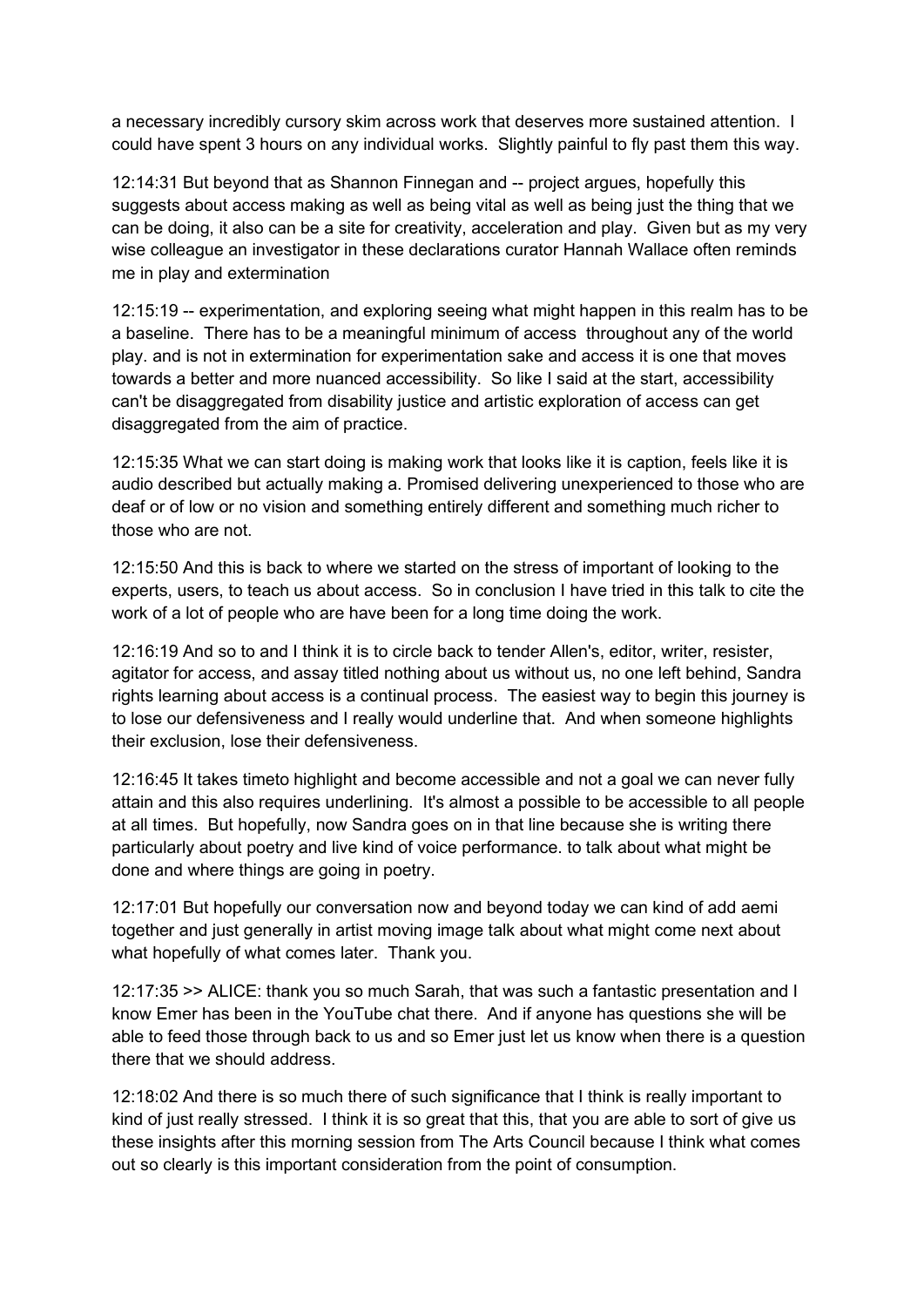a necessary incredibly cursory skim across work that deserves more sustained attention. I could have spent 3 hours on any individual works. Slightly painful to fly past them this way.

12:14:31 But beyond that as Shannon Finnegan and -- project argues, hopefully this suggests about access making as well as being vital as well as being just the thing that we can be doing, it also can be a site for creativity, acceleration and play. Given but as my very wise colleague an investigator in these declarations curator Hannah Wallace often reminds me in play and extermination

12:15:19 -- experimentation, and exploring seeing what might happen in this realm has to be a baseline. There has to be a meaningful minimum of access throughout any of the world play. and is not in extermination for experimentation sake and access it is one that moves towards a better and more nuanced accessibility. So like I said at the start, accessibility can't be disaggregated from disability justice and artistic exploration of access can get disaggregated from the aim of practice.

12:15:35 What we can start doing is making work that looks like it is caption, feels like it is audio described but actually making a. Promised delivering unexperienced to those who are deaf or of low or no vision and something entirely different and something much richer to those who are not.

12:15:50 And this is back to where we started on the stress of important of looking to the experts, users, to teach us about access. So in conclusion I have tried in this talk to cite the work of a lot of people who are have been for a long time doing the work.

12:16:19 And so to and I think it is to circle back to tender Allen's, editor, writer, resister, agitator for access, and assay titled nothing about us without us, no one left behind, Sandra rights learning about access is a continual process. The easiest way to begin this journey is to lose our defensiveness and I really would underline that. And when someone highlights their exclusion, lose their defensiveness.

12:16:45 It takes timeto highlight and become accessible and not a goal we can never fully attain and this also requires underlining. It's almost a possible to be accessible to all people at all times. But hopefully, now Sandra goes on in that line because she is writing there particularly about poetry and live kind of voice performance. to talk about what might be done and where things are going in poetry.

12:17:01 But hopefully our conversation now and beyond today we can kind of add aemi together and just generally in artist moving image talk about what might come next about what hopefully of what comes later. Thank you.

12:17:35 >> ALICE: thank you so much Sarah, that was such a fantastic presentation and I know Emer has been in the YouTube chat there. And if anyone has questions she will be able to feed those through back to us and so Emer just let us know when there is a question there that we should address.

12:18:02 And there is so much there of such significance that I think is really important to kind of just really stressed. I think it is so great that this, that you are able to sort of give us these insights after this morning session from The Arts Council because I think what comes out so clearly is this important consideration from the point of consumption.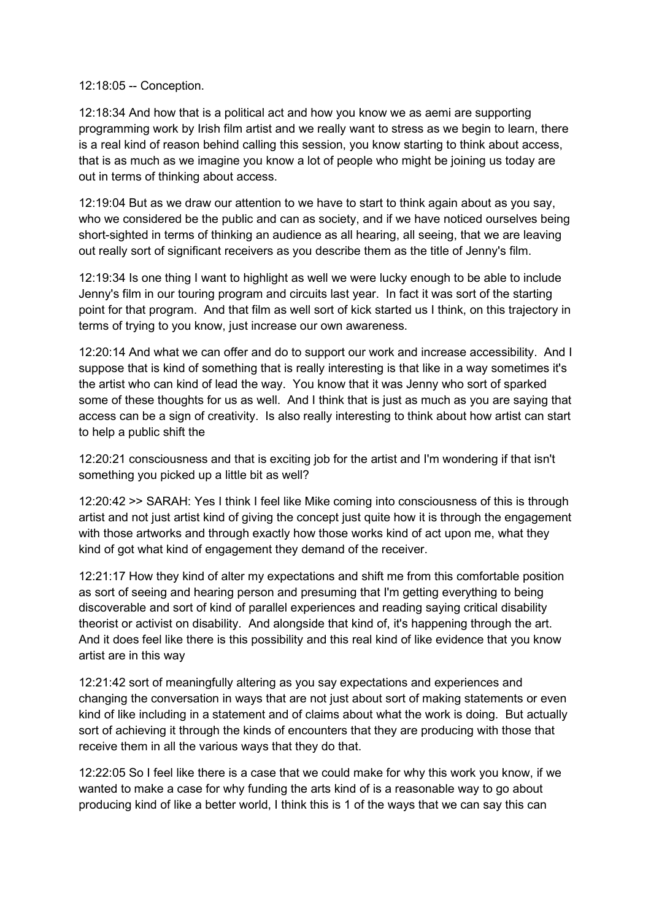12:18:05 -- Conception.

12:18:34 And how that is a political act and how you know we as aemi are supporting programming work by Irish film artist and we really want to stress as we begin to learn, there is a real kind of reason behind calling this session, you know starting to think about access, that is as much as we imagine you know a lot of people who might be joining us today are out in terms of thinking about access.

12:19:04 But as we draw our attention to we have to start to think again about as you say, who we considered be the public and can as society, and if we have noticed ourselves being short-sighted in terms of thinking an audience as all hearing, all seeing, that we are leaving out really sort of significant receivers as you describe them as the title of Jenny's film.

12:19:34 Is one thing I want to highlight as well we were lucky enough to be able to include Jenny's film in our touring program and circuits last year. In fact it was sort of the starting point for that program. And that film as well sort of kick started us I think, on this trajectory in terms of trying to you know, just increase our own awareness.

12:20:14 And what we can offer and do to support our work and increase accessibility. And I suppose that is kind of something that is really interesting is that like in a way sometimes it's the artist who can kind of lead the way. You know that it was Jenny who sort of sparked some of these thoughts for us as well. And I think that is just as much as you are saying that access can be a sign of creativity. Is also really interesting to think about how artist can start to help a public shift the

12:20:21 consciousness and that is exciting job for the artist and I'm wondering if that isn't something you picked up a little bit as well?

12:20:42 >> SARAH: Yes I think I feel like Mike coming into consciousness of this is through artist and not just artist kind of giving the concept just quite how it is through the engagement with those artworks and through exactly how those works kind of act upon me, what they kind of got what kind of engagement they demand of the receiver.

12:21:17 How they kind of alter my expectations and shift me from this comfortable position as sort of seeing and hearing person and presuming that I'm getting everything to being discoverable and sort of kind of parallel experiences and reading saying critical disability theorist or activist on disability. And alongside that kind of, it's happening through the art. And it does feel like there is this possibility and this real kind of like evidence that you know artist are in this way

12:21:42 sort of meaningfully altering as you say expectations and experiences and changing the conversation in ways that are not just about sort of making statements or even kind of like including in a statement and of claims about what the work is doing. But actually sort of achieving it through the kinds of encounters that they are producing with those that receive them in all the various ways that they do that.

12:22:05 So I feel like there is a case that we could make for why this work you know, if we wanted to make a case for why funding the arts kind of is a reasonable way to go about producing kind of like a better world, I think this is 1 of the ways that we can say this can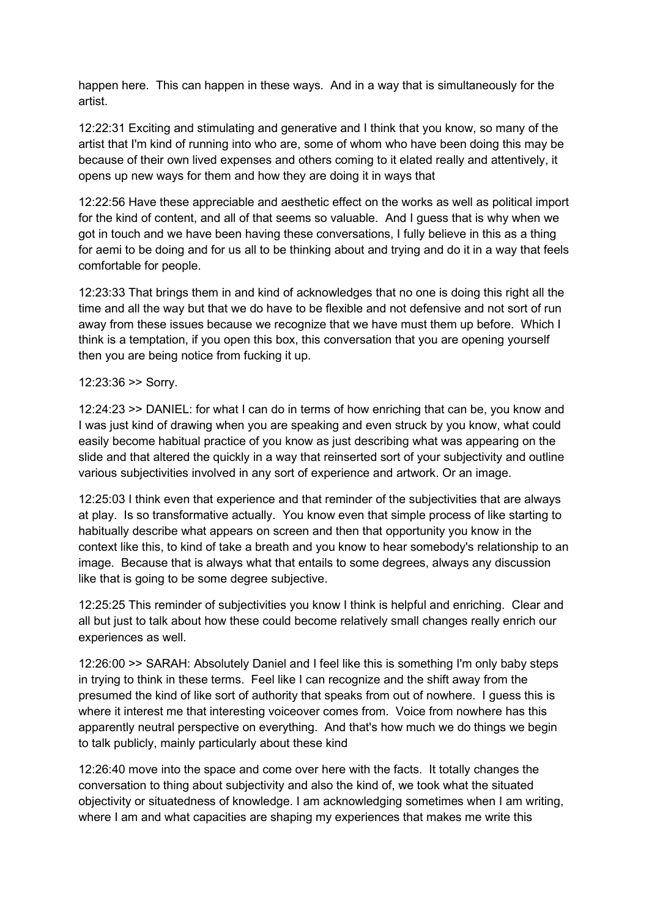happen here. This can happen in these ways. And in a way that is simultaneously for the artist.

12:22:31 Exciting and stimulating and generative and I think that you know, so many of the artist that I'm kind of running into who are, some of whom who have been doing this may be because of their own lived expenses and others coming to it elated really and attentively, it opens up new ways for them and how they are doing it in ways that

12:22:56 Have these appreciable and aesthetic effect on the works as well as political import for the kind of content, and all of that seems so valuable. And I guess that is why when we got in touch and we have been having these conversations, I fully believe in this as a thing for aemi to be doing and for us all to be thinking about and trying and do it in a way that feels comfortable for people.

12:23:33 That brings them in and kind of acknowledges that no one is doing this right all the time and all the way but that we do have to be flexible and not defensive and not sort of run away from these issues because we recognize that we have must them up before. Which I think is a temptation, if you open this box, this conversation that you are opening yourself then you are being notice from fucking it up.

12:23:36 >> Sorry.

12:24:23 >> DANIEL: for what I can do in terms of how enriching that can be, you know and I was just kind of drawing when you are speaking and even struck by you know, what could easily become habitual practice of you know as just describing what was appearing on the slide and that altered the quickly in a way that reinserted sort of your subjectivity and outline various subjectivities involved in any sort of experience and artwork. Or an image.

12:25:03 I think even that experience and that reminder of the subjectivities that are always at play. Is so transformative actually. You know even that simple process of like starting to habitually describe what appears on screen and then that opportunity you know in the context like this, to kind of take a breath and you know to hear somebody's relationship to an image. Because that is always what that entails to some degrees, always any discussion like that is going to be some degree subjective.

12:25:25 This reminder of subjectivities you know I think is helpful and enriching. Clear and all but just to talk about how these could become relatively small changes really enrich our experiences as well.

12:26:00 >> SARAH: Absolutely Daniel and I feel like this is something I'm only baby steps in trying to think in these terms. Feel like I can recognize and the shift away from the presumed the kind of like sort of authority that speaks from out of nowhere. I guess this is where it interest me that interesting voiceover comes from. Voice from nowhere has this apparently neutral perspective on everything. And that's how much we do things we begin to talk publicly, mainly particularly about these kind

12:26:40 move into the space and come over here with the facts. It totally changes the conversation to thing about subjectivity and also the kind of, we took what the situated objectivity or situatedness of knowledge. I am acknowledging sometimes when I am writing, where I am and what capacities are shaping my experiences that makes me write this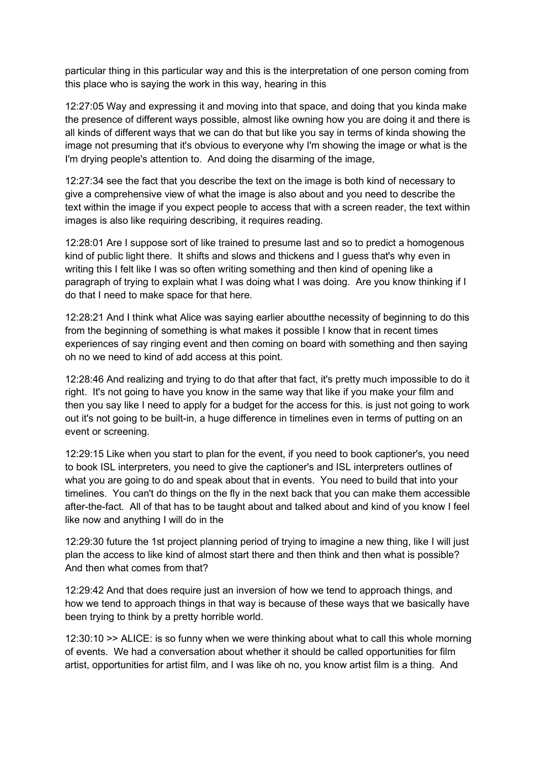particular thing in this particular way and this is the interpretation of one person coming from this place who is saying the work in this way, hearing in this

12:27:05 Way and expressing it and moving into that space, and doing that you kinda make the presence of different ways possible, almost like owning how you are doing it and there is all kinds of different ways that we can do that but like you say in terms of kinda showing the image not presuming that it's obvious to everyone why I'm showing the image or what is the I'm drying people's attention to. And doing the disarming of the image,

12:27:34 see the fact that you describe the text on the image is both kind of necessary to give a comprehensive view of what the image is also about and you need to describe the text within the image if you expect people to access that with a screen reader, the text within images is also like requiring describing, it requires reading.

12:28:01 Are I suppose sort of like trained to presume last and so to predict a homogenous kind of public light there. It shifts and slows and thickens and I guess that's why even in writing this I felt like I was so often writing something and then kind of opening like a paragraph of trying to explain what I was doing what I was doing. Are you know thinking if I do that I need to make space for that here.

12:28:21 And I think what Alice was saying earlier aboutthe necessity of beginning to do this from the beginning of something is what makes it possible I know that in recent times experiences of say ringing event and then coming on board with something and then saying oh no we need to kind of add access at this point.

12:28:46 And realizing and trying to do that after that fact, it's pretty much impossible to do it right. It's not going to have you know in the same way that like if you make your film and then you say like I need to apply for a budget for the access for this. is just not going to work out it's not going to be built-in, a huge difference in timelines even in terms of putting on an event or screening.

12:29:15 Like when you start to plan for the event, if you need to book captioner's, you need to book ISL interpreters, you need to give the captioner's and ISL interpreters outlines of what you are going to do and speak about that in events. You need to build that into your timelines. You can't do things on the fly in the next back that you can make them accessible after-the-fact. All of that has to be taught about and talked about and kind of you know I feel like now and anything I will do in the

12:29:30 future the 1st project planning period of trying to imagine a new thing, like I will just plan the access to like kind of almost start there and then think and then what is possible? And then what comes from that?

12:29:42 And that does require just an inversion of how we tend to approach things, and how we tend to approach things in that way is because of these ways that we basically have been trying to think by a pretty horrible world.

12:30:10 >> ALICE: is so funny when we were thinking about what to call this whole morning of events. We had a conversation about whether it should be called opportunities for film artist, opportunities for artist film, and I was like oh no, you know artist film is a thing. And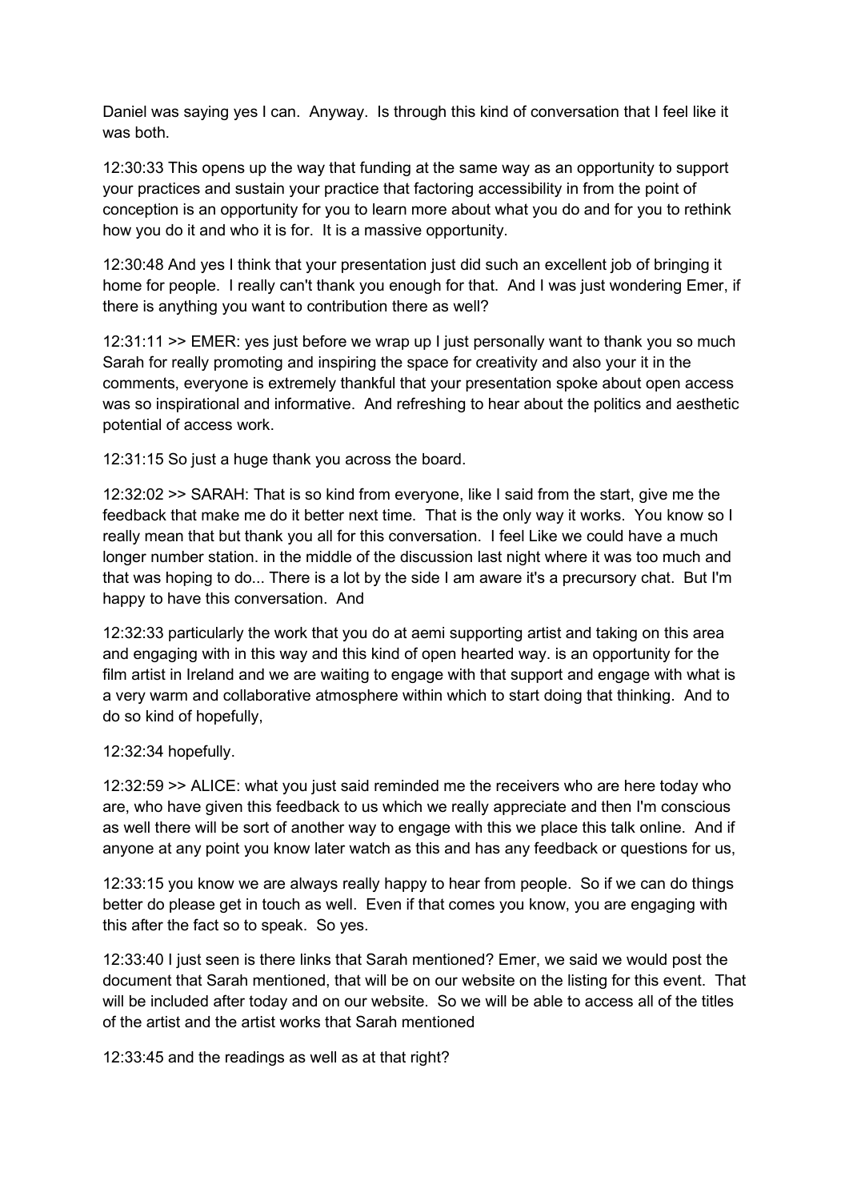Daniel was saying yes I can. Anyway. Is through this kind of conversation that I feel like it was both.

12:30:33 This opens up the way that funding at the same way as an opportunity to support your practices and sustain your practice that factoring accessibility in from the point of conception is an opportunity for you to learn more about what you do and for you to rethink how you do it and who it is for. It is a massive opportunity.

12:30:48 And yes I think that your presentation just did such an excellent job of bringing it home for people. I really can't thank you enough for that. And I was just wondering Emer, if there is anything you want to contribution there as well?

12:31:11 >> EMER: yes just before we wrap up I just personally want to thank you so much Sarah for really promoting and inspiring the space for creativity and also your it in the comments, everyone is extremely thankful that your presentation spoke about open access was so inspirational and informative. And refreshing to hear about the politics and aesthetic potential of access work.

12:31:15 So just a huge thank you across the board.

12:32:02 >> SARAH: That is so kind from everyone, like I said from the start, give me the feedback that make me do it better next time. That is the only way it works. You know so I really mean that but thank you all for this conversation. I feel Like we could have a much longer number station. in the middle of the discussion last night where it was too much and that was hoping to do... There is a lot by the side I am aware it's a precursory chat. But I'm happy to have this conversation. And

12:32:33 particularly the work that you do at aemi supporting artist and taking on this area and engaging with in this way and this kind of open hearted way. is an opportunity for the film artist in Ireland and we are waiting to engage with that support and engage with what is a very warm and collaborative atmosphere within which to start doing that thinking. And to do so kind of hopefully,

12:32:34 hopefully.

12:32:59 >> ALICE: what you just said reminded me the receivers who are here today who are, who have given this feedback to us which we really appreciate and then I'm conscious as well there will be sort of another way to engage with this we place this talk online. And if anyone at any point you know later watch as this and has any feedback or questions for us,

12:33:15 you know we are always really happy to hear from people. So if we can do things better do please get in touch as well. Even if that comes you know, you are engaging with this after the fact so to speak. So yes.

12:33:40 I just seen is there links that Sarah mentioned? Emer, we said we would post the document that Sarah mentioned, that will be on our website on the listing for this event. That will be included after today and on our website. So we will be able to access all of the titles of the artist and the artist works that Sarah mentioned

12:33:45 and the readings as well as at that right?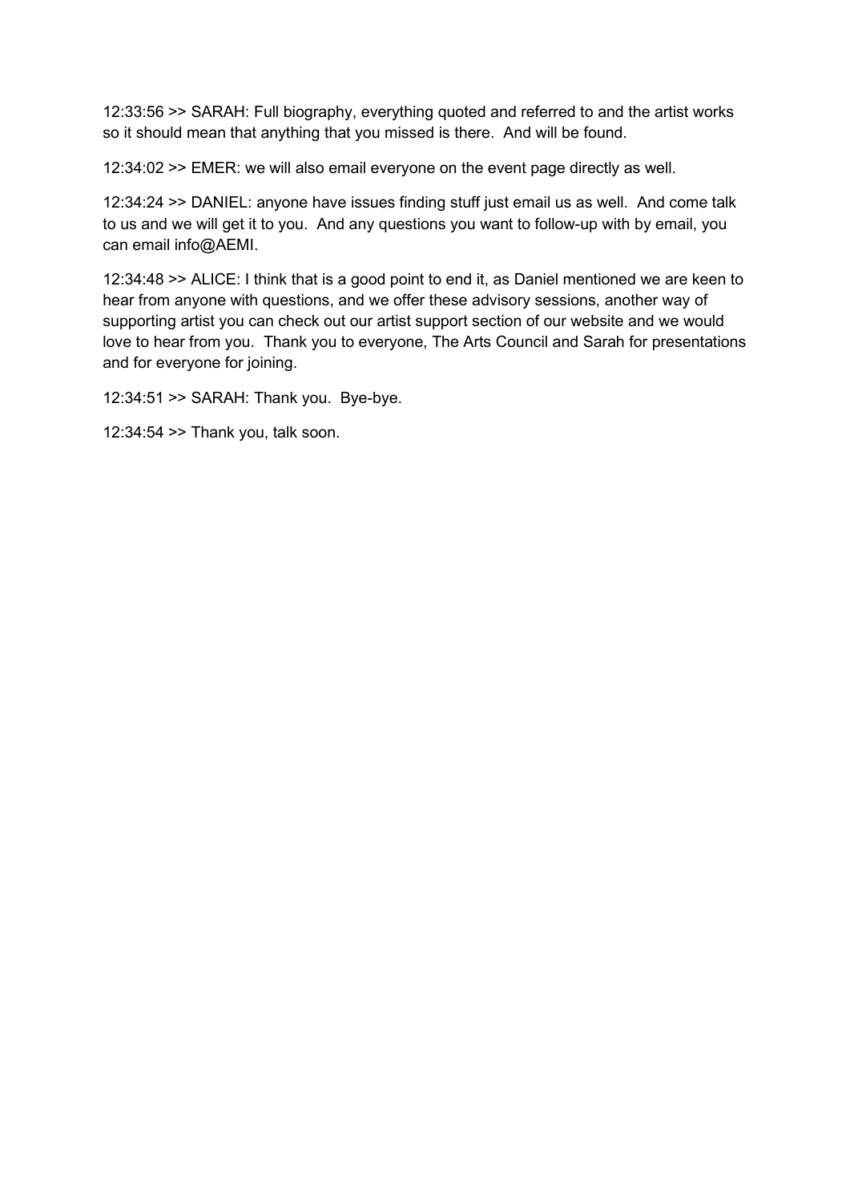12:33:56 >> SARAH: Full biography, everything quoted and referred to and the artist works so it should mean that anything that you missed is there.  And will be found.

12:34:02 >> EMER: we will also email everyone on the event page directly as well.

12:34:24 >> DANIEL: anyone have issues finding stuff just email us as well.  And come talk to us and we will get it to you.  And any questions you want to follow-up with by email, you can email info@AEMI.

12:34:48 >> ALICE: I think that is a good point to end it, as Daniel mentioned we are keen to hear from anyone with questions, and we offer these advisory sessions, another way of supporting artist you can check out our artist support section of our website and we would love to hear from you.  Thank you to everyone, The Arts Council and Sarah for presentations and for everyone for joining.

12:34:51 >> SARAH: Thank you.  Bye-bye.

12:34:54 >> Thank you, talk soon.